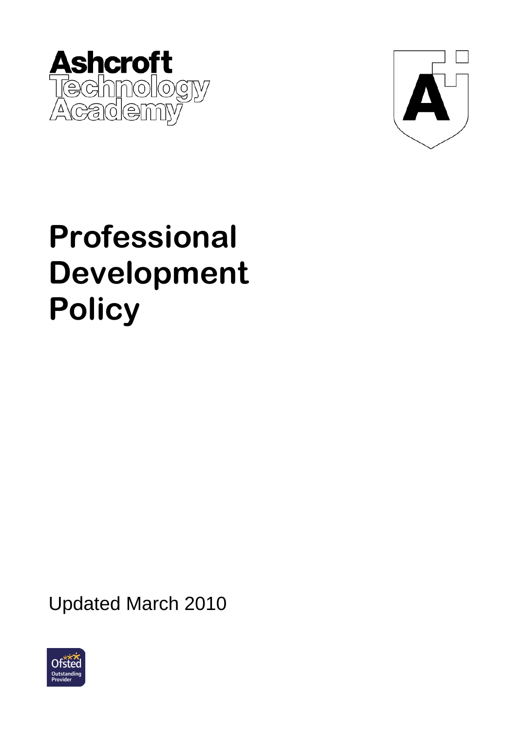Ashcroft Technology Academy

# Professional Development Policy

Updated March 2010

Ofsted Outstanding Provider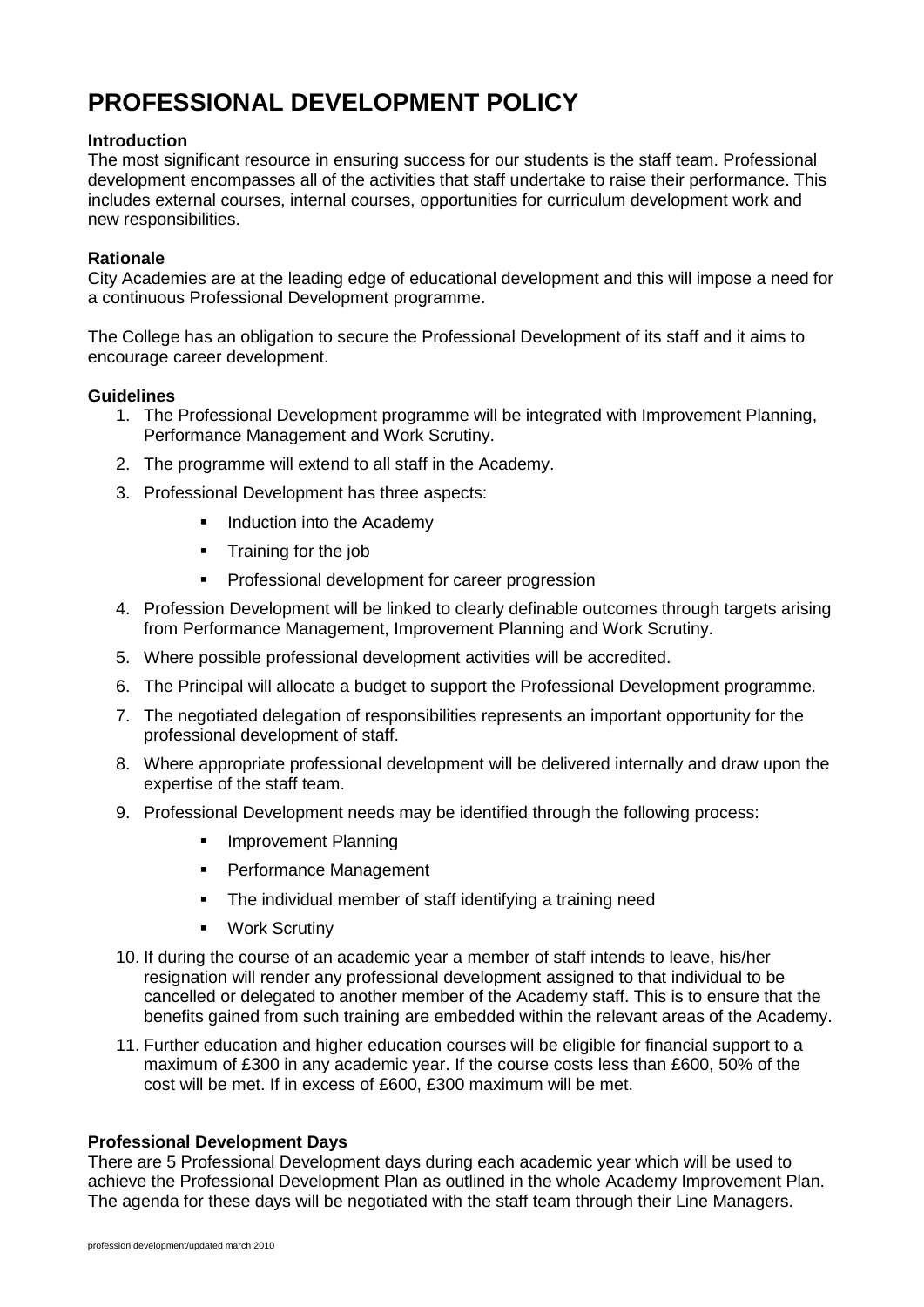# PROFESSIONAL DEVELOPMENT POLICY

**Introduction**

The most significant resource in ensuring success for our students is the staff team. Professional development encompasses all of the activities that staff undertake to raise their performance. This includes external courses, internal courses, opportunities for curriculum development work and new responsibilities.

**Rationale**

City Academies are at the leading edge of educational development and this will impose a need for a continuous Professional Development programme.

The College has an obligation to secure the Professional Development of its staff and it aims to encourage career development.

**Guidelines**

1. The Professional Development programme will be integrated with Improvement Planning, Performance Management and Work Scrutiny.
2. The programme will extend to all staff in the Academy.
3. Professional Development has three aspects:
   - Induction into the Academy
   - Training for the job
   - Professional development for career progression
4. Profession Development will be linked to clearly definable outcomes through targets arising from Performance Management, Improvement Planning and Work Scrutiny.
5. Where possible professional development activities will be accredited.
6. The Principal will allocate a budget to support the Professional Development programme.
7. The negotiated delegation of responsibilities represents an important opportunity for the professional development of staff.
8. Where appropriate professional development will be delivered internally and draw upon the expertise of the staff team.
9. Professional Development needs may be identified through the following process:
   - Improvement Planning
   - Performance Management
   - The individual member of staff identifying a training need
   - Work Scrutiny
10. If during the course of an academic year a member of staff intends to leave, his/her resignation will render any professional development assigned to that individual to be cancelled or delegated to another member of the Academy staff. This is to ensure that the benefits gained from such training are embedded within the relevant areas of the Academy.
11. Further education and higher education courses will be eligible for financial support to a maximum of £300 in any academic year. If the course costs less than £600, 50% of the cost will be met. If in excess of £600, £300 maximum will be met.

**Professional Development Days**

There are 5 Professional Development days during each academic year which will be used to achieve the Professional Development Plan as outlined in the whole Academy Improvement Plan. The agenda for these days will be negotiated with the staff team through their Line Managers.

profession development/updated march 2010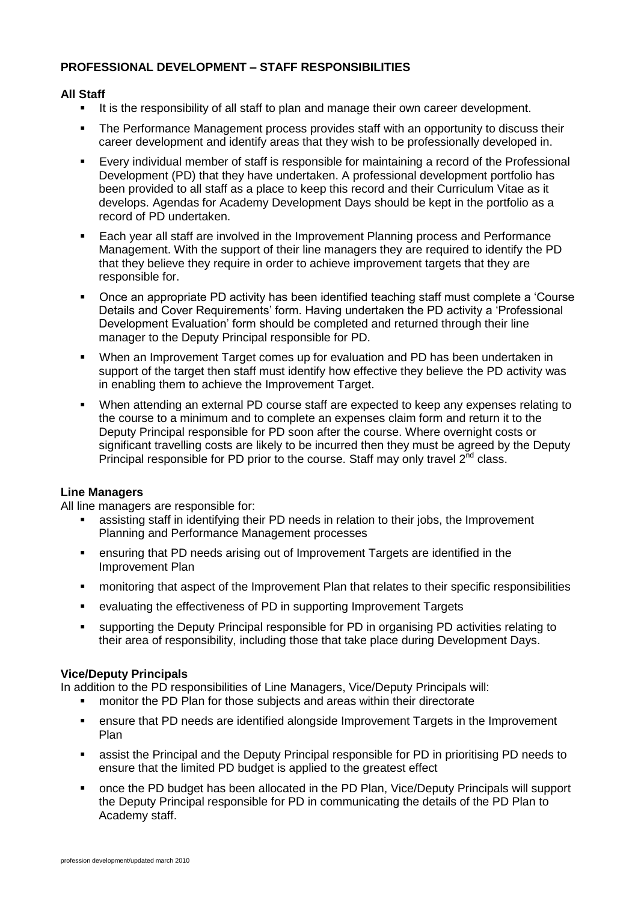## PROFESSIONAL DEVELOPMENT – STAFF RESPONSIBILITIES

### All Staff

- It is the responsibility of all staff to plan and manage their own career development.
- The Performance Management process provides staff with an opportunity to discuss their career development and identify areas that they wish to be professionally developed in.
- Every individual member of staff is responsible for maintaining a record of the Professional Development (PD) that they have undertaken. A professional development portfolio has been provided to all staff as a place to keep this record and their Curriculum Vitae as it develops. Agendas for Academy Development Days should be kept in the portfolio as a record of PD undertaken.
- Each year all staff are involved in the Improvement Planning process and Performance Management. With the support of their line managers they are required to identify the PD that they believe they require in order to achieve improvement targets that they are responsible for.
- Once an appropriate PD activity has been identified teaching staff must complete a 'Course Details and Cover Requirements' form. Having undertaken the PD activity a 'Professional Development Evaluation' form should be completed and returned through their line manager to the Deputy Principal responsible for PD.
- When an Improvement Target comes up for evaluation and PD has been undertaken in support of the target then staff must identify how effective they believe the PD activity was in enabling them to achieve the Improvement Target.
- When attending an external PD course staff are expected to keep any expenses relating to the course to a minimum and to complete an expenses claim form and return it to the Deputy Principal responsible for PD soon after the course. Where overnight costs or significant travelling costs are likely to be incurred then they must be agreed by the Deputy Principal responsible for PD prior to the course. Staff may only travel 2nd class.

### Line Managers

All line managers are responsible for:

- assisting staff in identifying their PD needs in relation to their jobs, the Improvement Planning and Performance Management processes
- ensuring that PD needs arising out of Improvement Targets are identified in the Improvement Plan
- monitoring that aspect of the Improvement Plan that relates to their specific responsibilities
- evaluating the effectiveness of PD in supporting Improvement Targets
- supporting the Deputy Principal responsible for PD in organising PD activities relating to their area of responsibility, including those that take place during Development Days.

### Vice/Deputy Principals

In addition to the PD responsibilities of Line Managers, Vice/Deputy Principals will:

- monitor the PD Plan for those subjects and areas within their directorate
- ensure that PD needs are identified alongside Improvement Targets in the Improvement Plan
- assist the Principal and the Deputy Principal responsible for PD in prioritising PD needs to ensure that the limited PD budget is applied to the greatest effect
- once the PD budget has been allocated in the PD Plan, Vice/Deputy Principals will support the Deputy Principal responsible for PD in communicating the details of the PD Plan to Academy staff.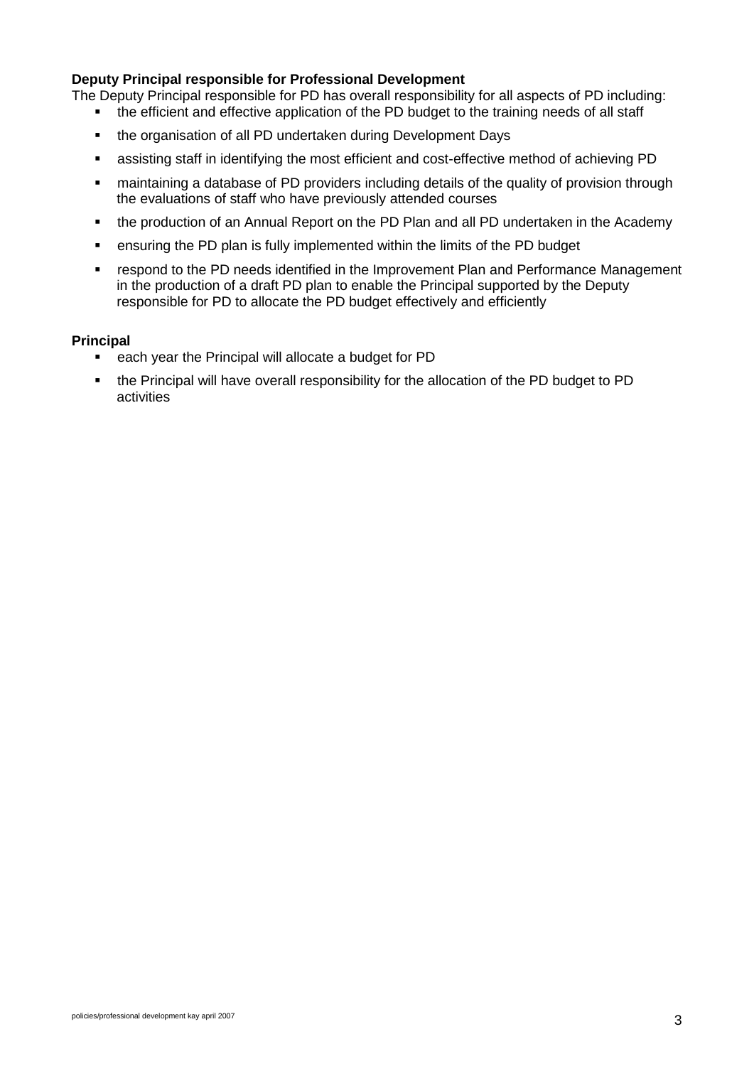**Deputy Principal responsible for Professional Development**

The Deputy Principal responsible for PD has overall responsibility for all aspects of PD including:

- the efficient and effective application of the PD budget to the training needs of all staff
- the organisation of all PD undertaken during Development Days
- assisting staff in identifying the most efficient and cost-effective method of achieving PD
- maintaining a database of PD providers including details of the quality of provision through the evaluations of staff who have previously attended courses
- the production of an Annual Report on the PD Plan and all PD undertaken in the Academy
- ensuring the PD plan is fully implemented within the limits of the PD budget
- respond to the PD needs identified in the Improvement Plan and Performance Management in the production of a draft PD plan to enable the Principal supported by the Deputy responsible for PD to allocate the PD budget effectively and efficiently

**Principal**

- each year the Principal will allocate a budget for PD
- the Principal will have overall responsibility for the allocation of the PD budget to PD activities